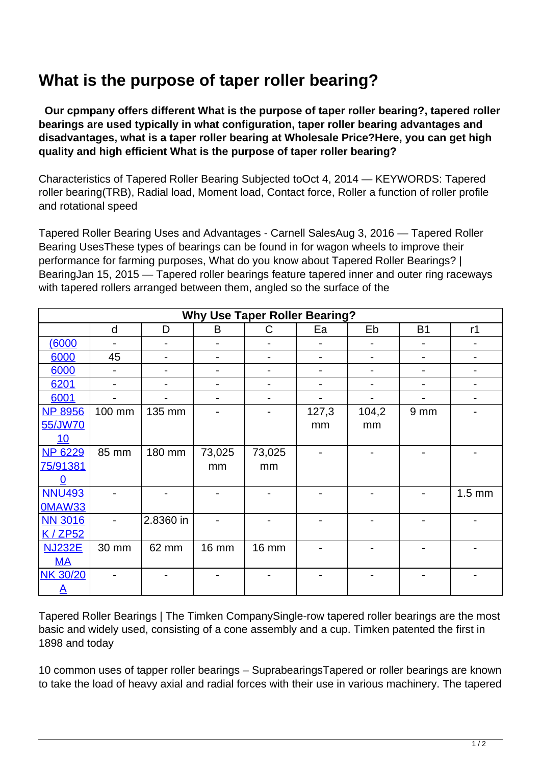# What is the purpose of taper roller bearing?

**Our cpmpany offers different What is the purpose of taper roller bearing?, tapered roller bearings are used typically in what configuration, taper roller bearing advantages and disadvantages, what is a taper roller bearing at Wholesale Price?Here, you can get high quality and high efficient What is the purpose of taper roller bearing?**

Characteristics of Tapered Roller Bearing Subjected toOct 4, 2014 — KEYWORDS: Tapered roller bearing(TRB), Radial load, Moment load, Contact force, Roller a function of roller profile and rotational speed

Tapered Roller Bearing Uses and Advantages - Carnell SalesAug 3, 2016 — Tapered Roller Bearing UsesThese types of bearings can be found in for wagon wheels to improve their performance for farming purposes, What do you know about Tapered Roller Bearings? | BearingJan 15, 2015 — Tapered roller bearings feature tapered inner and outer ring raceways with tapered rollers arranged between them, angled so the surface of the

| Why Use Taper Roller Bearing? | | | | | | | | |
|---|---|---|---|---|---|---|---|---|
| | d | D | B | C | Ea | Eb | B1 | r1 |
| (6000 | - | - | - | - | - | - | - | - |
| 6000 | 45 | - | - | - | - | - | - | - |
| 6000 | - | - | - | - | - | - | - | - |
| 6201 | - | - | - | - | - | - | - | - |
| 6001 | - | - | - | - | - | - | - | - |
| NP 895655/JW7010 | 100 mm | 135 mm | - | - | 127,3 mm | 104,2 mm | 9 mm | - |
| NP 622975/913810 | 85 mm | 180 mm | 73,025 mm | 73,025 mm | - | - | - | - |
| NNU4930MAW33 | - | - | - | - | - | - | - | 1.5 mm |
| NN 3016 K / ZP52 | - | 2.8360 in | - | - | - | - | - | - |
| NJ232EMA | 30 mm | 62 mm | 16 mm | 16 mm | - | - | - | - |
| NK 30/20 A | - | - | - | - | - | - | - | - |

Tapered Roller Bearings | The Timken CompanySingle-row tapered roller bearings are the most basic and widely used, consisting of a cone assembly and a cup. Timken patented the first in 1898 and today

10 common uses of tapper roller bearings – SuprabearingsTapered or roller bearings are known to take the load of heavy axial and radial forces with their use in various machinery. The tapered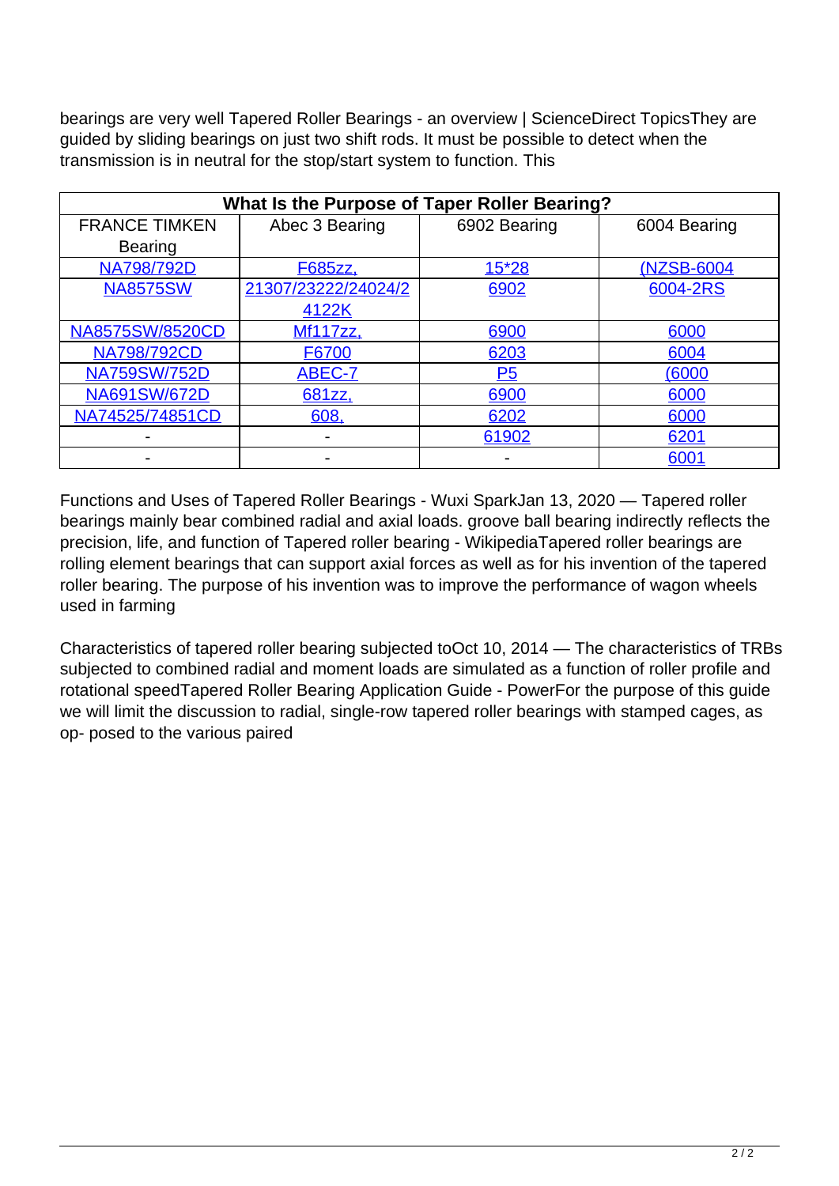bearings are very well Tapered Roller Bearings - an overview | ScienceDirect TopicsThey are guided by sliding bearings on just two shift rods. It must be possible to detect when the transmission is in neutral for the stop/start system to function. This

| What Is the Purpose of Taper Roller Bearing? | | | |
|---|---|---|---|
| FRANCE TIMKEN Bearing | Abec 3 Bearing | 6902 Bearing | 6004 Bearing |
| NA798/792D | F685zz, | 15*28 | (NZSB-6004 |
| NA8575SW | 21307/23222/24024/24122K | 6902 | 6004-2RS |
| NA8575SW/8520CD | Mf117zz, | 6900 | 6000 |
| NA798/792CD | F6700 | 6203 | 6004 |
| NA759SW/752D | ABEC-7 | P5 | (6000 |
| NA691SW/672D | 681zz, | 6900 | 6000 |
| NA74525/74851CD | 608, | 6202 | 6000 |
| - | - | 61902 | 6201 |
| - | - | - | 6001 |

Functions and Uses of Tapered Roller Bearings - Wuxi SparkJan 13, 2020 — Tapered roller bearings mainly bear combined radial and axial loads. groove ball bearing indirectly reflects the precision, life, and function of Tapered roller bearing - WikipediaTapered roller bearings are rolling element bearings that can support axial forces as well as for his invention of the tapered roller bearing. The purpose of his invention was to improve the performance of wagon wheels used in farming

Characteristics of tapered roller bearing subjected toOct 10, 2014 — The characteristics of TRBs subjected to combined radial and moment loads are simulated as a function of roller profile and rotational speedTapered Roller Bearing Application Guide - PowerFor the purpose of this guide we will limit the discussion to radial, single-row tapered roller bearings with stamped cages, as op- posed to the various paired